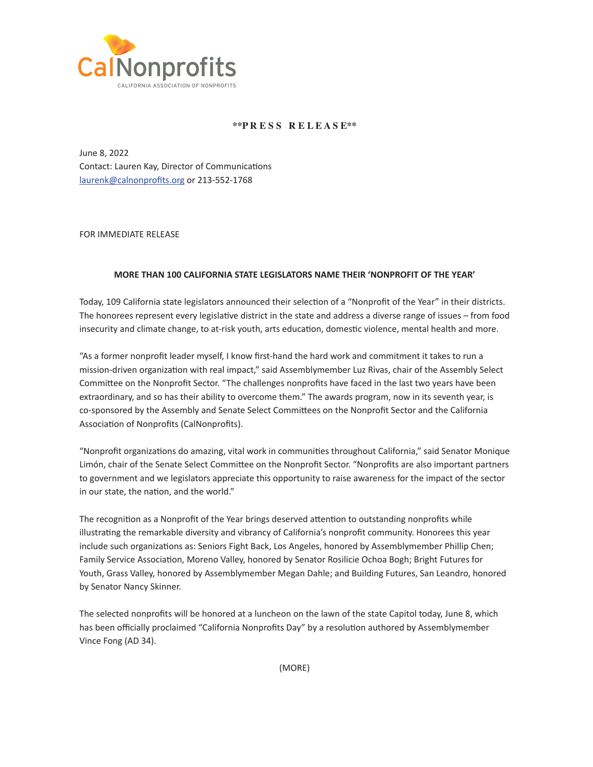CalNonprofits
CALIFORNIA ASSOCIATION OF NONPROFITS

**PRESS RELEASE**

June 8, 2022
Contact: Lauren Kay, Director of Communications
laurenk@calnonprofits.org or 213-552-1768

FOR IMMEDIATE RELEASE

**MORE THAN 100 CALIFORNIA STATE LEGISLATORS NAME THEIR 'NONPROFIT OF THE YEAR'**

Today, 109 California state legislators announced their selection of a "Nonprofit of the Year" in their districts. The honorees represent every legislative district in the state and address a diverse range of issues – from food insecurity and climate change, to at-risk youth, arts education, domestic violence, mental health and more.

"As a former nonprofit leader myself, I know first-hand the hard work and commitment it takes to run a mission-driven organization with real impact," said Assemblymember Luz Rivas, chair of the Assembly Select Committee on the Nonprofit Sector. "The challenges nonprofits have faced in the last two years have been extraordinary, and so has their ability to overcome them." The awards program, now in its seventh year, is co-sponsored by the Assembly and Senate Select Committees on the Nonprofit Sector and the California Association of Nonprofits (CalNonprofits).

"Nonprofit organizations do amazing, vital work in communities throughout California," said Senator Monique Limón, chair of the Senate Select Committee on the Nonprofit Sector. "Nonprofits are also important partners to government and we legislators appreciate this opportunity to raise awareness for the impact of the sector in our state, the nation, and the world."

The recognition as a Nonprofit of the Year brings deserved attention to outstanding nonprofits while illustrating the remarkable diversity and vibrancy of California's nonprofit community. Honorees this year include such organizations as: Seniors Fight Back, Los Angeles, honored by Assemblymember Phillip Chen; Family Service Association, Moreno Valley, honored by Senator Rosilicie Ochoa Bogh; Bright Futures for Youth, Grass Valley, honored by Assemblymember Megan Dahle; and Building Futures, San Leandro, honored by Senator Nancy Skinner.

The selected nonprofits will be honored at a luncheon on the lawn of the state Capitol today, June 8, which has been officially proclaimed "California Nonprofits Day" by a resolution authored by Assemblymember Vince Fong (AD 34).

(MORE)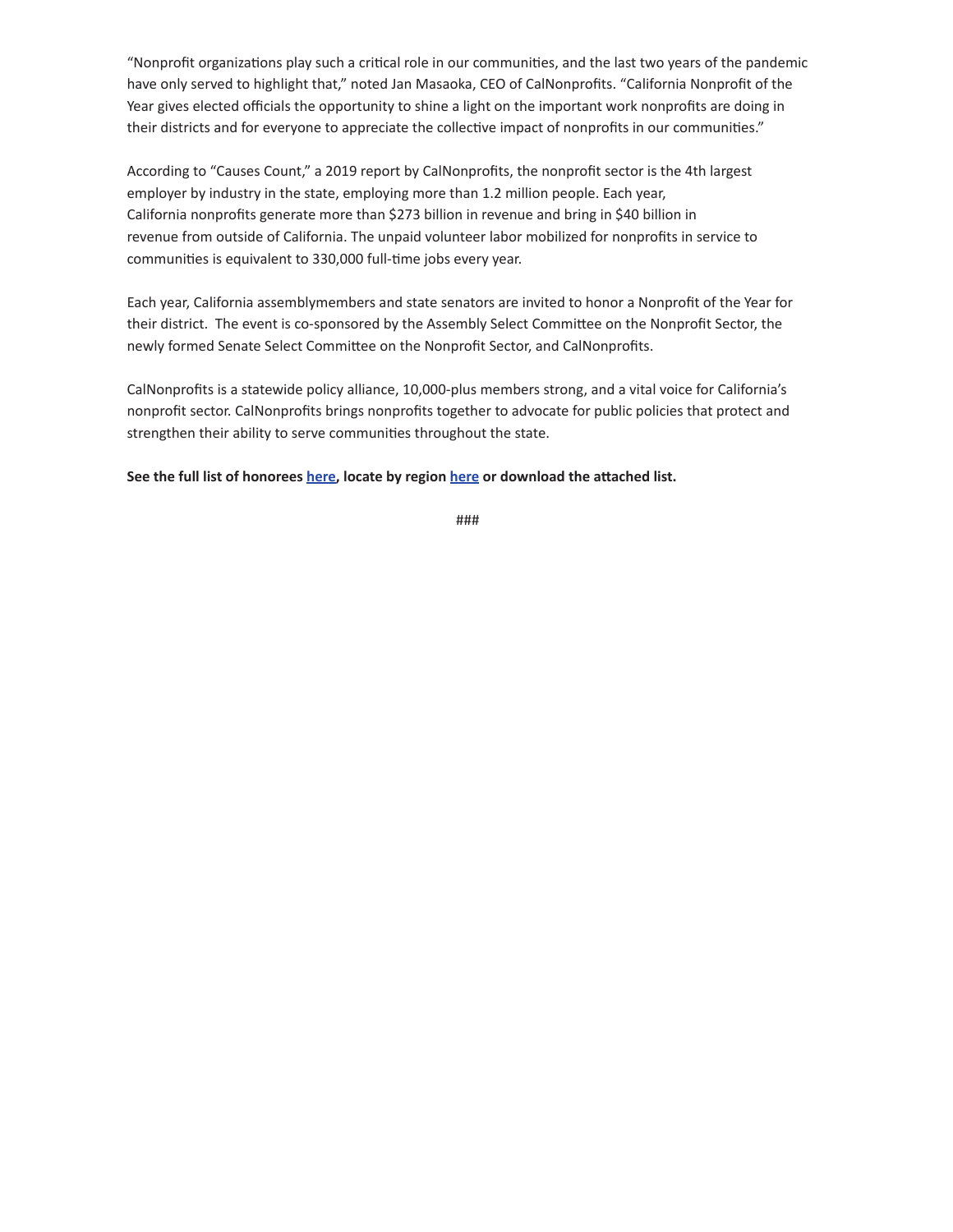“Nonprofit organizations play such a critical role in our communities, and the last two years of the pandemic have only served to highlight that,” noted Jan Masaoka, CEO of CalNonprofits. “California Nonprofit of the Year gives elected officials the opportunity to shine a light on the important work nonprofits are doing in their districts and for everyone to appreciate the collective impact of nonprofits in our communities.”

According to “Causes Count,” a 2019 report by CalNonprofits, the nonprofit sector is the 4th largest employer by industry in the state, employing more than 1.2 million people. Each year, California nonprofits generate more than $273 billion in revenue and bring in $40 billion in revenue from outside of California. The unpaid volunteer labor mobilized for nonprofits in service to communities is equivalent to 330,000 full-time jobs every year.

Each year, California assemblymembers and state senators are invited to honor a Nonprofit of the Year for their district. The event is co-sponsored by the Assembly Select Committee on the Nonprofit Sector, the newly formed Senate Select Committee on the Nonprofit Sector, and CalNonprofits.

CalNonprofits is a statewide policy alliance, 10,000-plus members strong, and a vital voice for California’s nonprofit sector. CalNonprofits brings nonprofits together to advocate for public policies that protect and strengthen their ability to serve communities throughout the state.

**See the full list of honorees here, locate by region here or download the attached list.**

###